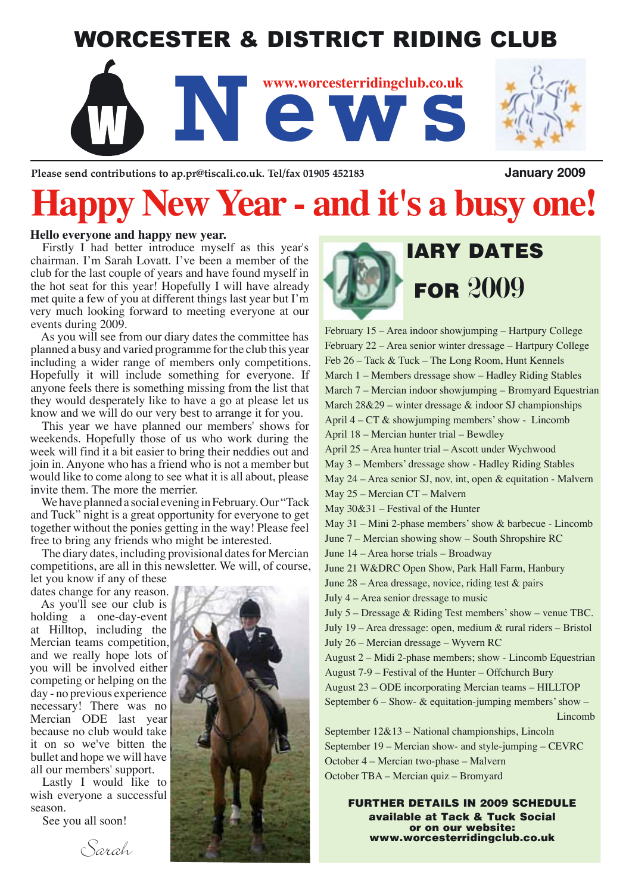# WORCESTER & DISTRICT RIDING CLUB

# News

www.worcesterridingclub.co.uk

Please send contributions to ap.pr@tiscali.co.uk. Tel/fax 01905 452183

January 2009

# Happy New Year - and it's a busy one!

**Hello everyone and happy new year.**

Firstly I had better introduce myself as this year's chairman. I'm Sarah Lovatt. I've been a member of the club for the last couple of years and have found myself in the hot seat for this year! Hopefully I will have already met quite a few of you at different things last year but I'm very much looking forward to meeting everyone at our events during 2009.

As you will see from our diary dates the committee has planned a busy and varied programme for the club this year including a wider range of members only competitions. Hopefully it will include something for everyone. If anyone feels there is something missing from the list that they would desperately like to have a go at please let us know and we will do our very best to arrange it for you.

This year we have planned our members' shows for weekends. Hopefully those of us who work during the week will find it a bit easier to bring their neddies out and join in. Anyone who has a friend who is not a member but would like to come along to see what it is all about, please invite them. The more the merrier.

We have planned a social evening in February. Our "Tack and Tuck" night is a great opportunity for everyone to get together without the ponies getting in the way! Please feel free to bring any friends who might be interested.

The diary dates, including provisional dates for Mercian competitions, are all in this newsletter. We will, of course, let you know if any of these dates change for any reason.

As you'll see our club is holding a one-day-event at Hilltop, including the Mercian teams competition, and we really hope lots of you will be involved either competing or helping on the day - no previous experience necessary! There was no Mercian ODE last year because no club would take it on so we've bitten the bullet and hope we will have all our members' support.

Lastly I would like to wish everyone a successful season.

See you all soon!

*Sarah*

## DIARY DATES FOR 2009

- February 15 – Area indoor showjumping – Hartpury College
- February 22 – Area senior winter dressage – Hartpury College
- Feb 26 – Tack & Tuck – The Long Room, Hunt Kennels
- March 1 – Members dressage show – Hadley Riding Stables
- March 7 – Mercian indoor showjumping – Bromyard Equestrian
- March 28&29 – winter dressage & indoor SJ championships
- April 4 – CT & showjumping members' show - Lincomb
- April 18 – Mercian hunter trial – Bewdley
- April 25 – Area hunter trial – Ascott under Wychwood
- May 3 – Members' dressage show - Hadley Riding Stables
- May 24 – Area senior SJ, nov, int, open & equitation - Malvern
- May 25 – Mercian CT – Malvern
- May 30&31 – Festival of the Hunter
- May 31 – Mini 2-phase members' show & barbecue - Lincomb
- June 7 – Mercian showing show – South Shropshire RC
- June 14 – Area horse trials – Broadway
- June 21 W&DRC Open Show, Park Hall Farm, Hanbury
- June 28 – Area dressage, novice, riding test & pairs
- July 4 – Area senior dressage to music
- July 5 – Dressage & Riding Test members' show – venue TBC.
- July 19 – Area dressage: open, medium & rural riders – Bristol
- July 26 – Mercian dressage – Wyvern RC
- August 2 – Midi 2-phase members; show - Lincomb Equestrian
- August 7-9 – Festival of the Hunter – Offchurch Bury
- August 23 – ODE incorporating Mercian teams – HILLTOP
- September 6 – Show- & equitation-jumping members' show – Lincomb
- September 12&13 – National championships, Lincoln
- September 19 – Mercian show- and style-jumping – CEVRC
- October 4 – Mercian two-phase – Malvern
- October TBA – Mercian quiz – Bromyard

**FURTHER DETAILS IN 2009 SCHEDULE available at Tack & Tuck Social or on our website: www.worcesterridingclub.co.uk**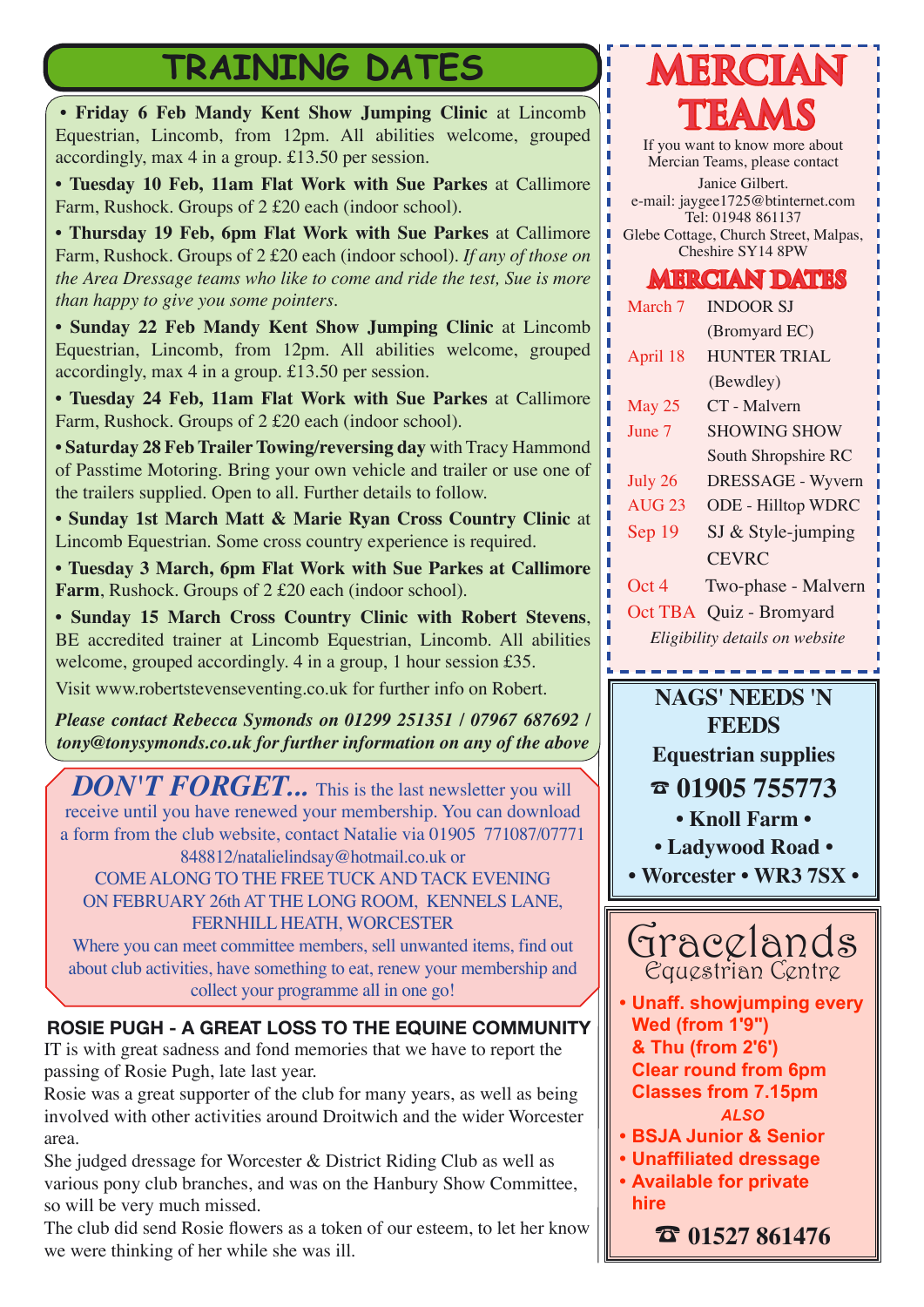# TRAINING DATES

- **Friday 6 Feb Mandy Kent Show Jumping Clinic** at Lincomb Equestrian, Lincomb, from 12pm. All abilities welcome, grouped accordingly, max 4 in a group. £13.50 per session.
- **Tuesday 10 Feb, 11am Flat Work with Sue Parkes** at Callimore Farm, Rushock. Groups of 2 £20 each (indoor school).
- **Thursday 19 Feb, 6pm Flat Work with Sue Parkes** at Callimore Farm, Rushock. Groups of 2 £20 each (indoor school). *If any of those on the Area Dressage teams who like to come and ride the test, Sue is more than happy to give you some pointers.*
- **Sunday 22 Feb Mandy Kent Show Jumping Clinic** at Lincomb Equestrian, Lincomb, from 12pm. All abilities welcome, grouped accordingly, max 4 in a group. £13.50 per session.
- **Tuesday 24 Feb, 11am Flat Work with Sue Parkes** at Callimore Farm, Rushock. Groups of 2 £20 each (indoor school).
- **Saturday 28 Feb Trailer Towing/reversing day** with Tracy Hammond of Passtime Motoring. Bring your own vehicle and trailer or use one of the trailers supplied. Open to all. Further details to follow.
- **Sunday 1st March Matt & Marie Ryan Cross Country Clinic** at Lincomb Equestrian. Some cross country experience is required.
- **Tuesday 3 March, 6pm Flat Work with Sue Parkes at Callimore Farm**, Rushock. Groups of 2 £20 each (indoor school).
- **Sunday 15 March Cross Country Clinic with Robert Stevens**, BE accredited trainer at Lincomb Equestrian, Lincomb. All abilities welcome, grouped accordingly. 4 in a group, 1 hour session £35.

Visit www.robertstevenseventing.co.uk for further info on Robert.

***Please contact Rebecca Symonds on 01299 251351 / 07967 687692 / tony@tonysymonds.co.uk for further information on any of the above***

***DON'T FORGET...*** This is the last newsletter you will receive until you have renewed your membership. You can download a form from the club website, contact Natalie via 01905 771087/07771 848812/natalielindsay@hotmail.co.uk or

COME ALONG TO THE FREE TUCK AND TACK EVENING ON FEBRUARY 26th AT THE LONG ROOM, KENNELS LANE, FERNHILL HEATH, WORCESTER

Where you can meet committee members, sell unwanted items, find out about club activities, have something to eat, renew your membership and collect your programme all in one go!

## ROSIE PUGH - A GREAT LOSS TO THE EQUINE COMMUNITY

IT is with great sadness and fond memories that we have to report the passing of Rosie Pugh, late last year.

Rosie was a great supporter of the club for many years, as well as being involved with other activities around Droitwich and the wider Worcester area.

She judged dressage for Worcester & District Riding Club as well as various pony club branches, and was on the Hanbury Show Committee, so will be very much missed.

The club did send Rosie flowers as a token of our esteem, to let her know we were thinking of her while she was ill.

# MERCIAN TEAMS

If you want to know more about Mercian Teams, please contact

Janice Gilbert.
e-mail: jaygee1725@btinternet.com
Tel: 01948 861137
Glebe Cottage, Church Street, Malpas, Cheshire SY14 8PW

## MERCIAN DATES

| | |
|---|---|
| March 7 | INDOOR SJ (Bromyard EC) |
| April 18 | HUNTER TRIAL (Bewdley) |
| May 25 | CT - Malvern |
| June 7 | SHOWING SHOW South Shropshire RC |
| July 26 | DRESSAGE - Wyvern |
| AUG 23 | ODE - Hilltop WDRC |
| Sep 19 | SJ & Style-jumping CEVRC |
| Oct 4 | Two-phase - Malvern |
| Oct TBA | Quiz - Bromyard |

*Eligibility details on website*

**NAGS' NEEDS 'N FEEDS**

**Equestrian supplies**

**☎ 01905 755773**

**• Knoll Farm •**

**• Ladywood Road •**

**• Worcester • WR3 7SX •**

# Gracelands
Equestrian Centre

- **Unaff. showjumping every Wed (from 1'9") & Thu (from 2'6') Clear round from 6pm Classes from 7.15pm**

***ALSO***

- **BSJA Junior & Senior**
- **Unaffiliated dressage**
- **Available for private hire**

**☎ 01527 861476**